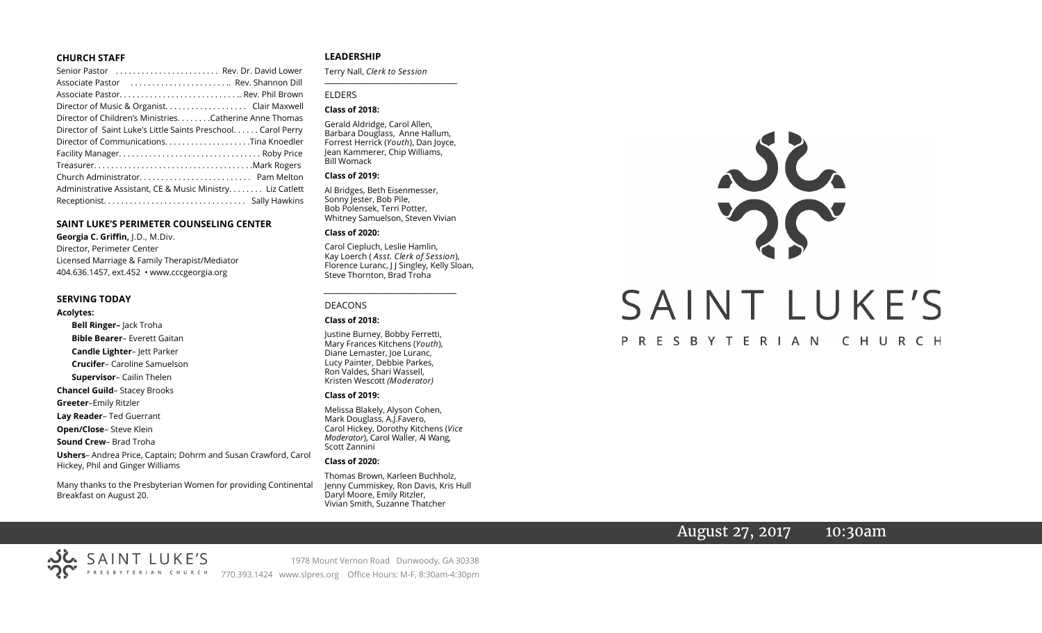## CHURCH STAFF

Senior Pastor . . . . . . . . . . . . . . . . . . . . . . . Rev. Dr. David Lower
Associate Pastor . . . . . . . . . . . . . . . . . . . . . .. Rev. Shannon Dill
Associate Pastor. . . . . . . . . . . . . . . . . . . . . . . . . . .. Rev. Phil Brown
Director of Music & Organist. . . . . . . . . . . . . . . . . . Clair Maxwell
Director of Children's Ministries. . . . . . . .Catherine Anne Thomas
Director of Saint Luke's Little Saints Preschool. . . . . . Carol Perry
Director of Communications. . . . . . . . . . . . . . . . . . .Tina Knoedler
Facility Manager. . . . . . . . . . . . . . . . . . . . . . . . . . . . . . . . Roby Price
Treasurer. . . . . . . . . . . . . . . . . . . . . . . . . . . . . . . . . . . .Mark Rogers
Church Administrator. . . . . . . . . . . . . . . . . . . . . . . . . Pam Melton
Administrative Assistant, CE & Music Ministry. . . . . . . Liz Catlett
Receptionist. . . . . . . . . . . . . . . . . . . . . . . . . . . . . . . . Sally Hawkins

## SAINT LUKE'S PERIMETER COUNSELING CENTER

**Georgia C. Griffin,** J.D., M.Div.
Director, Perimeter Center
Licensed Marriage & Family Therapist/Mediator
404.636.1457, ext.452 • www.cccgeorgia.org

## SERVING TODAY

**Acolytes:**

**Bell Ringer**– Jack Troha
**Bible Bearer**– Everett Gaitan
**Candle Lighter**– Jett Parker
**Crucifer**– Caroline Samuelson
**Supervisor**– Cailin Thelen

**Chancel Guild**– Stacey Brooks
**Greeter**–Emily Ritzler
**Lay Reader**– Ted Guerrant
**Open/Close**– Steve Klein
**Sound Crew**– Brad Troha
**Ushers**– Andrea Price, Captain; Dohrm and Susan Crawford, Carol Hickey, Phil and Ginger Williams

Many thanks to the Presbyterian Women for providing Continental Breakfast on August 20.

## LEADERSHIP

Terry Nall, *Clerk to Session*

### ELDERS

**Class of 2018:**

Gerald Aldridge, Carol Allen, Barbara Douglass, Anne Hallum, Forrest Herrick (*Youth*), Dan Joyce, Jean Kammerer, Chip Williams, Bill Womack

**Class of 2019:**

Al Bridges, Beth Eisenmesser, Sonny Jester, Bob Pile, Bob Polensek, Terri Potter, Whitney Samuelson, Steven Vivian

**Class of 2020:**

Carol Ciepluch, Leslie Hamlin, Kay Loerch ( *Asst. Clerk of Session*), Florence Luranc, J J Singley, Kelly Sloan, Steve Thornton, Brad Troha

### DEACONS

**Class of 2018:**

Justine Burney, Bobby Ferretti, Mary Frances Kitchens (*Youth*), Diane Lemaster, Joe Luranc, Lucy Painter, Debbie Parkes, Ron Valdes, Shari Wassell, Kristen Wescott *(Moderator)*

**Class of 2019:**

Melissa Blakely, Alyson Cohen, Mark Douglass, A.J.Favero, Carol Hickey, Dorothy Kitchens (*Vice Moderator*), Carol Waller, Al Wang, Scott Zannini

**Class of 2020:**

Thomas Brown, Karleen Buchholz, Jenny Cummiskey, Ron Davis, Kris Hull Daryl Moore, Emily Ritzler, Vivian Smith, Suzanne Thatcher

# SAINT LUKE'S

PRESBYTERIAN CHURCH

August 27, 2017 10:30am

SAINT LUKE'S PRESBYTERIAN CHURCH

1978 Mount Vernon Road Dunwoody, GA 30338
770.393.1424 www.slpres.org Office Hours: M-F, 8:30am-4:30pm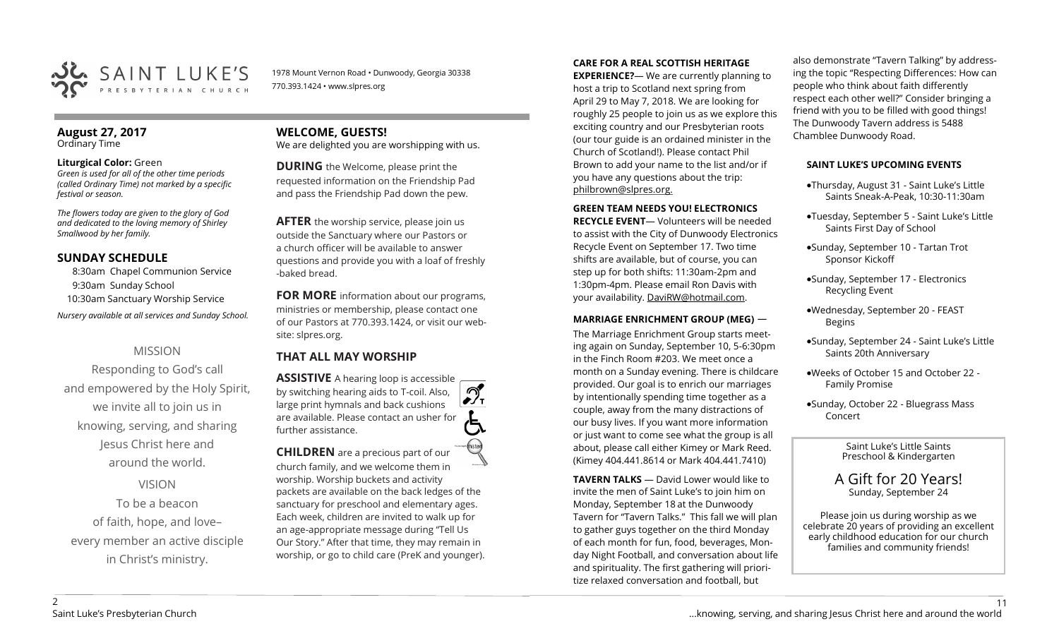SAINT LUKE'S PRESBYTERIAN CHURCH

1978 Mount Vernon Road • Dunwoody, Georgia 30338
770.393.1424 • www.slpres.org

## August 27, 2017
Ordinary Time

**Liturgical Color:** Green
*Green is used for all of the other time periods (called Ordinary Time) not marked by a specific festival or season.*

*The flowers today are given to the glory of God and dedicated to the loving memory of Shirley Smallwood by her family.*

## SUNDAY SCHEDULE

8:30am Chapel Communion Service
9:30am Sunday School
10:30am Sanctuary Worship Service

*Nursery available at all services and Sunday School.*

MISSION

Responding to God's call and empowered by the Holy Spirit, we invite all to join us in knowing, serving, and sharing Jesus Christ here and around the world.

VISION

To be a beacon of faith, hope, and love– every member an active disciple in Christ's ministry.

## WELCOME, GUESTS!
We are delighted you are worshipping with us.

**DURING** the Welcome, please print the requested information on the Friendship Pad and pass the Friendship Pad down the pew.

**AFTER** the worship service, please join us outside the Sanctuary where our Pastors or a church officer will be available to answer questions and provide you with a loaf of freshly -baked bread.

**FOR MORE** information about our programs, ministries or membership, please contact one of our Pastors at 770.393.1424, or visit our website: slpres.org.

## THAT ALL MAY WORSHIP

**ASSISTIVE** A hearing loop is accessible by switching hearing aids to T-coil. Also, large print hymnals and back cushions are available. Please contact an usher for further assistance.

**CHILDREN** are a precious part of our church family, and we welcome them in worship. Worship buckets and activity packets are available on the back ledges of the sanctuary for preschool and elementary ages. Each week, children are invited to walk up for an age-appropriate message during "Tell Us Our Story." After that time, they may remain in worship, or go to child care (PreK and younger).

**CARE FOR A REAL SCOTTISH HERITAGE EXPERIENCE?**— We are currently planning to host a trip to Scotland next spring from April 29 to May 7, 2018. We are looking for roughly 25 people to join us as we explore this exciting country and our Presbyterian roots (our tour guide is an ordained minister in the Church of Scotland!). Please contact Phil Brown to add your name to the list and/or if you have any questions about the trip: philbrown@slpres.org.

**GREEN TEAM NEEDS YOU! ELECTRONICS RECYCLE EVENT**— Volunteers will be needed to assist with the City of Dunwoody Electronics Recycle Event on September 17. Two time shifts are available, but of course, you can step up for both shifts: 11:30am-2pm and 1:30pm-4pm. Please email Ron Davis with your availability. DaviRW@hotmail.com.

**MARRIAGE ENRICHMENT GROUP (MEG)** —
The Marriage Enrichment Group starts meeting again on Sunday, September 10, 5-6:30pm in the Finch Room #203. We meet once a month on a Sunday evening. There is childcare provided. Our goal is to enrich our marriages by intentionally spending time together as a couple, away from the many distractions of our busy lives. If you want more information or just want to come see what the group is all about, please call either Kimey or Mark Reed. (Kimey 404.441.8614 or Mark 404.441.7410)

**TAVERN TALKS** — David Lower would like to invite the men of Saint Luke's to join him on Monday, September 18 at the Dunwoody Tavern for "Tavern Talks." This fall we will plan to gather guys together on the third Monday of each month for fun, food, beverages, Monday Night Football, and conversation about life and spirituality. The first gathering will prioritize relaxed conversation and football, but also demonstrate "Tavern Talking" by addressing the topic "Respecting Differences: How can people who think about faith differently respect each other well?" Consider bringing a friend with you to be filled with good things! The Dunwoody Tavern address is 5488 Chamblee Dunwoody Road.

### SAINT LUKE'S UPCOMING EVENTS

- Thursday, August 31 - Saint Luke's Little Saints Sneak-A-Peak, 10:30-11:30am
- Tuesday, September 5 - Saint Luke's Little Saints First Day of School
- Sunday, September 10 - Tartan Trot Sponsor Kickoff
- Sunday, September 17 - Electronics Recycling Event
- Wednesday, September 20 - FEAST Begins
- Sunday, September 24 - Saint Luke's Little Saints 20th Anniversary
- Weeks of October 15 and October 22 - Family Promise
- Sunday, October 22 - Bluegrass Mass Concert

Saint Luke's Little Saints
Preschool & Kindergarten

A Gift for 20 Years!
Sunday, September 24

Please join us during worship as we celebrate 20 years of providing an excellent early childhood education for our church families and community friends!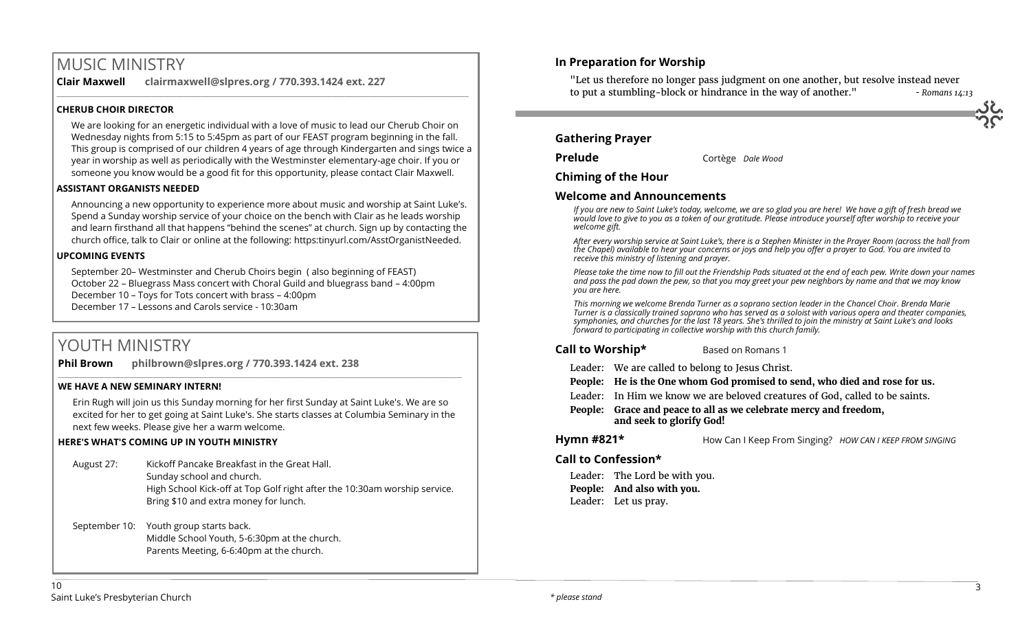# MUSIC MINISTRY

**Clair Maxwell** **clairmaxwell@slpres.org / 770.393.1424 ext. 227**

### CHERUB CHOIR DIRECTOR

We are looking for an energetic individual with a love of music to lead our Cherub Choir on Wednesday nights from 5:15 to 5:45pm as part of our FEAST program beginning in the fall. This group is comprised of our children 4 years of age through Kindergarten and sings twice a year in worship as well as periodically with the Westminster elementary-age choir. If you or someone you know would be a good fit for this opportunity, please contact Clair Maxwell.

### ASSISTANT ORGANISTS NEEDED

Announcing a new opportunity to experience more about music and worship at Saint Luke's. Spend a Sunday worship service of your choice on the bench with Clair as he leads worship and learn firsthand all that happens "behind the scenes" at church. Sign up by contacting the church office, talk to Clair or online at the following: https:tinyurl.com/AsstOrganistNeeded.

### UPCOMING EVENTS

September 20– Westminster and Cherub Choirs begin ( also beginning of FEAST)
October 22 – Bluegrass Mass concert with Choral Guild and bluegrass band – 4:00pm
December 10 – Toys for Tots concert with brass – 4:00pm
December 17 – Lessons and Carols service - 10:30am

# YOUTH MINISTRY

**Phil Brown** **philbrown@slpres.org / 770.393.1424 ext. 238**

### WE HAVE A NEW SEMINARY INTERN!

Erin Rugh will join us this Sunday morning for her first Sunday at Saint Luke's. We are so excited for her to get going at Saint Luke's. She starts classes at Columbia Seminary in the next few weeks. Please give her a warm welcome.

### HERE'S WHAT'S COMING UP IN YOUTH MINISTRY

August 27: Kickoff Pancake Breakfast in the Great Hall.
Sunday school and church.
High School Kick-off at Top Golf right after the 10:30am worship service.
Bring $10 and extra money for lunch.

September 10: Youth group starts back.
Middle School Youth, 5-6:30pm at the church.
Parents Meeting, 6-6:40pm at the church.

## In Preparation for Worship

"Let us therefore no longer pass judgment on one another, but resolve instead never to put a stumbling-block or hindrance in the way of another." *- Romans 14:13*

## Gathering Prayer

**Prelude** Cortège *Dale Wood*

## Chiming of the Hour

## Welcome and Announcements

*If you are new to Saint Luke's today, welcome, we are so glad you are here! We have a gift of fresh bread we would love to give to you as a token of our gratitude. Please introduce yourself after worship to receive your welcome gift.*

*After every worship service at Saint Luke's, there is a Stephen Minister in the Prayer Room (across the hall from the Chapel) available to hear your concerns or joys and help you offer a prayer to God. You are invited to receive this ministry of listening and prayer.*

*Please take the time now to fill out the Friendship Pads situated at the end of each pew. Write down your names and pass the pad down the pew, so that you may greet your pew neighbors by name and that we may know you are here.*

*This morning we welcome Brenda Turner as a soprano section leader in the Chancel Choir. Brenda Marie Turner is a classically trained soprano who has served as a soloist with various opera and theater companies, symphonies, and churches for the last 18 years. She's thrilled to join the ministry at Saint Luke's and looks forward to participating in collective worship with this church family.*

**Call to Worship*** Based on Romans 1

Leader: We are called to belong to Jesus Christ.
**People: He is the One whom God promised to send, who died and rose for us.**
Leader: In Him we know we are beloved creatures of God, called to be saints.
**People: Grace and peace to all as we celebrate mercy and freedom, and seek to glorify God!**

**Hymn #821*** How Can I Keep From Singing? *HOW CAN I KEEP FROM SINGING*

## Call to Confession*

Leader: The Lord be with you.
**People: And also with you.**
Leader: Let us pray.

*\* please stand*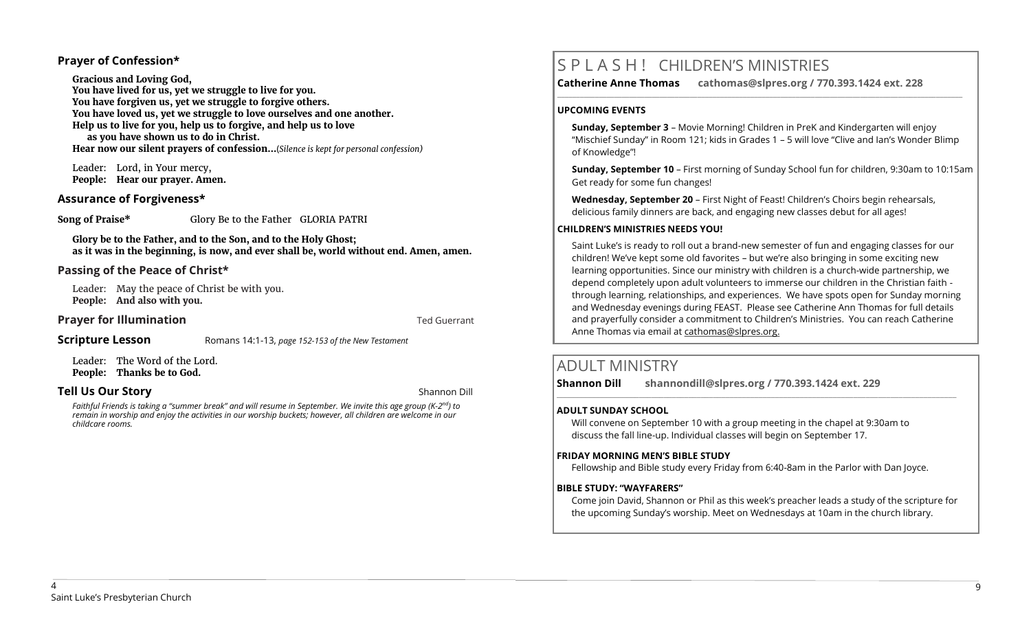## Prayer of Confession*

**Gracious and Loving God,**
**You have lived for us, yet we struggle to live for you.**
**You have forgiven us, yet we struggle to forgive others.**
**You have loved us, yet we struggle to love ourselves and one another.**
**Help us to live for you, help us to forgive, and help us to love**
**as you have shown us to do in Christ.**
**Hear now our silent prayers of confession…**(*Silence is kept for personal confession)*

Leader: Lord, in Your mercy,
**People: Hear our prayer. Amen.**

## Assurance of Forgiveness*

**Song of Praise*** Glory Be to the Father GLORIA PATRI

**Glory be to the Father, and to the Son, and to the Holy Ghost;**
**as it was in the beginning, is now, and ever shall be, world without end. Amen, amen.**

## Passing of the Peace of Christ*

Leader: May the peace of Christ be with you.
**People: And also with you.**

**Prayer for Illumination** Ted Guerrant

**Scripture Lesson** Romans 14:1-13, *page 152-153 of the New Testament*

Leader: The Word of the Lord.
**People: Thanks be to God.**

**Tell Us Our Story** Shannon Dill

*Faithful Friends is taking a "summer break" and will resume in September. We invite this age group (K-2nd) to remain in worship and enjoy the activities in our worship buckets; however, all children are welcome in our childcare rooms.*

# S P L A S H ! CHILDREN'S MINISTRIES

**Catherine Anne Thomas cathomas@slpres.org / 770.393.1424 ext. 228**

**UPCOMING EVENTS**

**Sunday, September 3** – Movie Morning! Children in PreK and Kindergarten will enjoy "Mischief Sunday" in Room 121; kids in Grades 1 – 5 will love "Clive and Ian's Wonder Blimp of Knowledge"!

**Sunday, September 10** – First morning of Sunday School fun for children, 9:30am to 10:15am Get ready for some fun changes!

**Wednesday, September 20** – First Night of Feast! Children's Choirs begin rehearsals, delicious family dinners are back, and engaging new classes debut for all ages!

**CHILDREN'S MINISTRIES NEEDS YOU!**

Saint Luke's is ready to roll out a brand-new semester of fun and engaging classes for our children! We've kept some old favorites – but we're also bringing in some exciting new learning opportunities. Since our ministry with children is a church-wide partnership, we depend completely upon adult volunteers to immerse our children in the Christian faith - through learning, relationships, and experiences. We have spots open for Sunday morning and Wednesday evenings during FEAST. Please see Catherine Ann Thomas for full details and prayerfully consider a commitment to Children's Ministries. You can reach Catherine Anne Thomas via email at cathomas@slpres.org.

# ADULT MINISTRY

**Shannon Dill shannondill@slpres.org / 770.393.1424 ext. 229**

**ADULT SUNDAY SCHOOL**

Will convene on September 10 with a group meeting in the chapel at 9:30am to discuss the fall line-up. Individual classes will begin on September 17.

**FRIDAY MORNING MEN'S BIBLE STUDY**

Fellowship and Bible study every Friday from 6:40-8am in the Parlor with Dan Joyce.

**BIBLE STUDY: "WAYFARERS"**

Come join David, Shannon or Phil as this week's preacher leads a study of the scripture for the upcoming Sunday's worship. Meet on Wednesdays at 10am in the church library.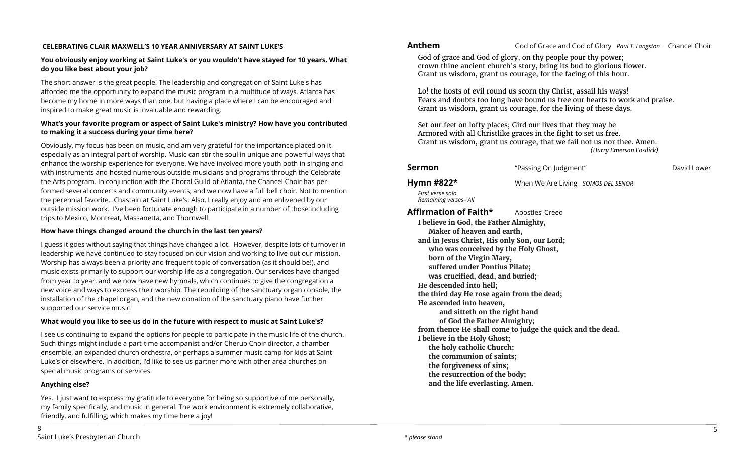**CELEBRATING CLAIR MAXWELL'S 10 YEAR ANNIVERSARY AT SAINT LUKE'S**

**You obviously enjoy working at Saint Luke's or you wouldn't have stayed for 10 years. What do you like best about your job?**

The short answer is the great people! The leadership and congregation of Saint Luke's has afforded me the opportunity to expand the music program in a multitude of ways. Atlanta has become my home in more ways than one, but having a place where I can be encouraged and inspired to make great music is invaluable and rewarding.

**What's your favorite program or aspect of Saint Luke's ministry? How have you contributed to making it a success during your time here?**

Obviously, my focus has been on music, and am very grateful for the importance placed on it especially as an integral part of worship. Music can stir the soul in unique and powerful ways that enhance the worship experience for everyone. We have involved more youth both in singing and with instruments and hosted numerous outside musicians and programs through the Celebrate the Arts program. In conjunction with the Choral Guild of Atlanta, the Chancel Choir has performed several concerts and community events, and we now have a full bell choir. Not to mention the perennial favorite…Chastain at Saint Luke's. Also, I really enjoy and am enlivened by our outside mission work. I've been fortunate enough to participate in a number of those including trips to Mexico, Montreat, Massanetta, and Thornwell.

**How have things changed around the church in the last ten years?**

I guess it goes without saying that things have changed a lot. However, despite lots of turnover in leadership we have continued to stay focused on our vision and working to live out our mission. Worship has always been a priority and frequent topic of conversation (as it should be!), and music exists primarily to support our worship life as a congregation. Our services have changed from year to year, and we now have new hymnals, which continues to give the congregation a new voice and ways to express their worship. The rebuilding of the sanctuary organ console, the installation of the chapel organ, and the new donation of the sanctuary piano have further supported our service music.

**What would you like to see us do in the future with respect to music at Saint Luke's?**

I see us continuing to expand the options for people to participate in the music life of the church. Such things might include a part-time accompanist and/or Cherub Choir director, a chamber ensemble, an expanded church orchestra, or perhaps a summer music camp for kids at Saint Luke's or elsewhere. In addition, I'd like to see us partner more with other area churches on special music programs or services.

**Anything else?**

Yes. I just want to express my gratitude to everyone for being so supportive of me personally, my family specifically, and music in general. The work environment is extremely collaborative, friendly, and fulfilling, which makes my time here a joy!

**Anthem** God of Grace and God of Glory *Paul T. Langston* Chancel Choir

God of grace and God of glory, on thy people pour thy power;
crown thine ancient church's story, bring its bud to glorious flower.
Grant us wisdom, grant us courage, for the facing of this hour.

Lo! the hosts of evil round us scorn thy Christ, assail his ways!
Fears and doubts too long have bound us free our hearts to work and praise.
Grant us wisdom, grant us courage, for the living of these days.

Set our feet on lofty places; Gird our lives that they may be
Armored with all Christlike graces in the fight to set us free.
Grant us wisdom, grant us courage, that we fail not us nor thee. Amen.
*(Harry Emerson Fosdick)*

**Sermon** "Passing On Judgment" David Lower

**Hymn #822\*** When We Are Living *SOMOS DEL SENOR*

*First verse solo*
*Remaining verses– All*

**Affirmation of Faith\*** Apostles' Creed

**I believe in God, the Father Almighty,**
**Maker of heaven and earth,**
**and in Jesus Christ, His only Son, our Lord;**
**who was conceived by the Holy Ghost,**
**born of the Virgin Mary,**
**suffered under Pontius Pilate;**
**was crucified, dead, and buried;**
**He descended into hell;**
**the third day He rose again from the dead;**
**He ascended into heaven,**
**and sitteth on the right hand**
**of God the Father Almighty;**
**from thence He shall come to judge the quick and the dead.**
**I believe in the Holy Ghost;**
**the holy catholic Church;**
**the communion of saints;**
**the forgiveness of sins;**
**the resurrection of the body;**
**and the life everlasting. Amen.**

*\* please stand*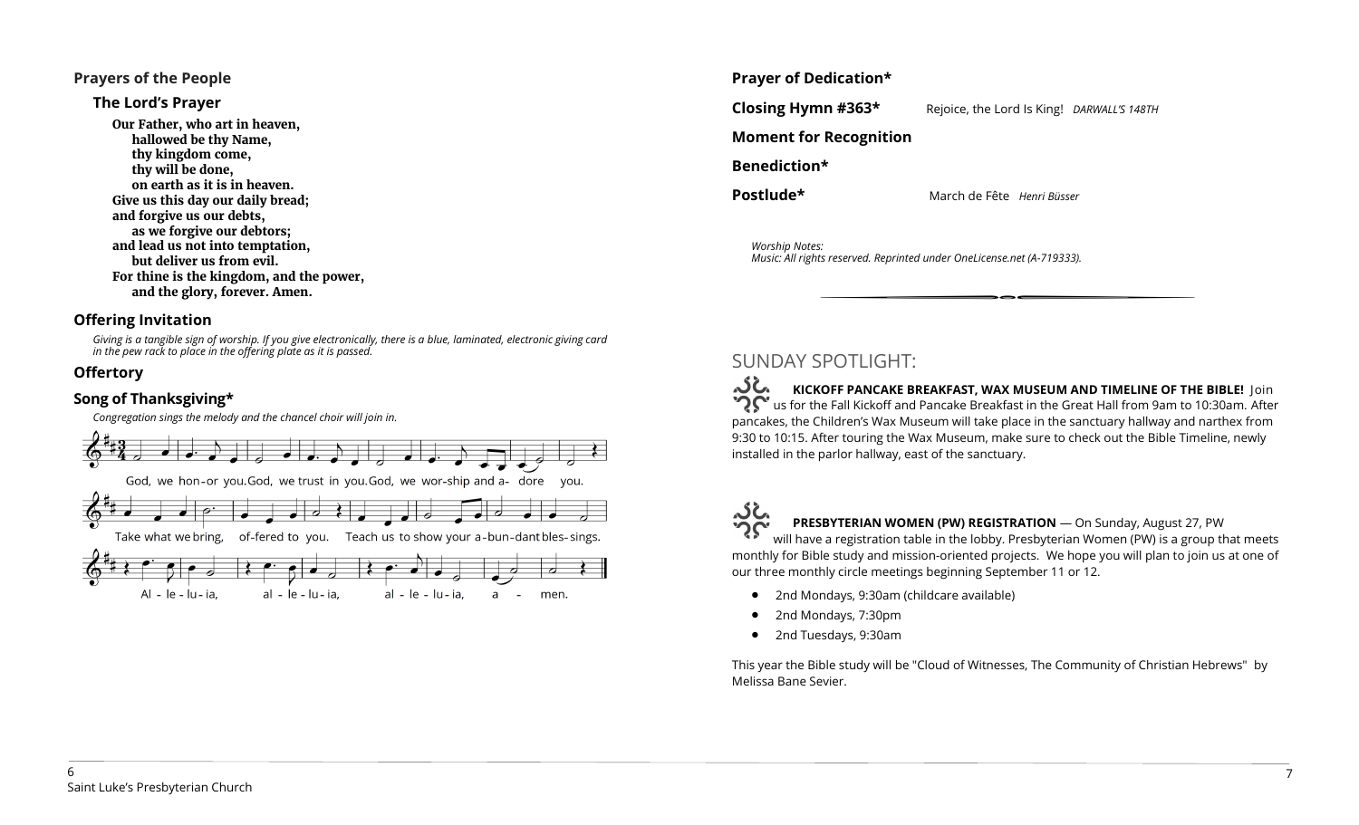**Prayers of the People**

**The Lord's Prayer**

**Our Father, who art in heaven,**
**hallowed be thy Name,**
**thy kingdom come,**
**thy will be done,**
**on earth as it is in heaven.**
**Give us this day our daily bread;**
**and forgive us our debts,**
**as we forgive our debtors;**
**and lead us not into temptation,**
**but deliver us from evil.**
**For thine is the kingdom, and the power,**
**and the glory, forever. Amen.**

**Offering Invitation**

*Giving is a tangible sign of worship. If you give electronically, there is a blue, laminated, electronic giving card in the pew rack to place in the offering plate as it is passed.*

**Offertory**

**Song of Thanksgiving***

*Congregation sings the melody and the chancel choir will join in.*

God, we hon-or you. God, we trust in you. God, we wor-ship and a- dore you.
Take what we bring, of-fered to you. Teach us to show your a-bun-dant bles-sings.
Al - le - lu - ia, al - le - lu - ia, al - le - lu - ia, a - men.

**Prayer of Dedication***

**Closing Hymn #363*** Rejoice, the Lord Is King! *DARWALL'S 148TH*

**Moment for Recognition**

**Benediction***

**Postlude*** March de Fête *Henri Büsser*

*Worship Notes:*
*Music: All rights reserved. Reprinted under OneLicense.net (A-719333).*

## SUNDAY SPOTLIGHT:

**KICKOFF PANCAKE BREAKFAST, WAX MUSEUM AND TIMELINE OF THE BIBLE!** Join us for the Fall Kickoff and Pancake Breakfast in the Great Hall from 9am to 10:30am. After pancakes, the Children's Wax Museum will take place in the sanctuary hallway and narthex from 9:30 to 10:15. After touring the Wax Museum, make sure to check out the Bible Timeline, newly installed in the parlor hallway, east of the sanctuary.

**PRESBYTERIAN WOMEN (PW) REGISTRATION** — On Sunday, August 27, PW will have a registration table in the lobby. Presbyterian Women (PW) is a group that meets monthly for Bible study and mission-oriented projects. We hope you will plan to join us at one of our three monthly circle meetings beginning September 11 or 12.

- 2nd Mondays, 9:30am (childcare available)
- 2nd Mondays, 7:30pm
- 2nd Tuesdays, 9:30am

This year the Bible study will be "Cloud of Witnesses, The Community of Christian Hebrews" by Melissa Bane Sevier.